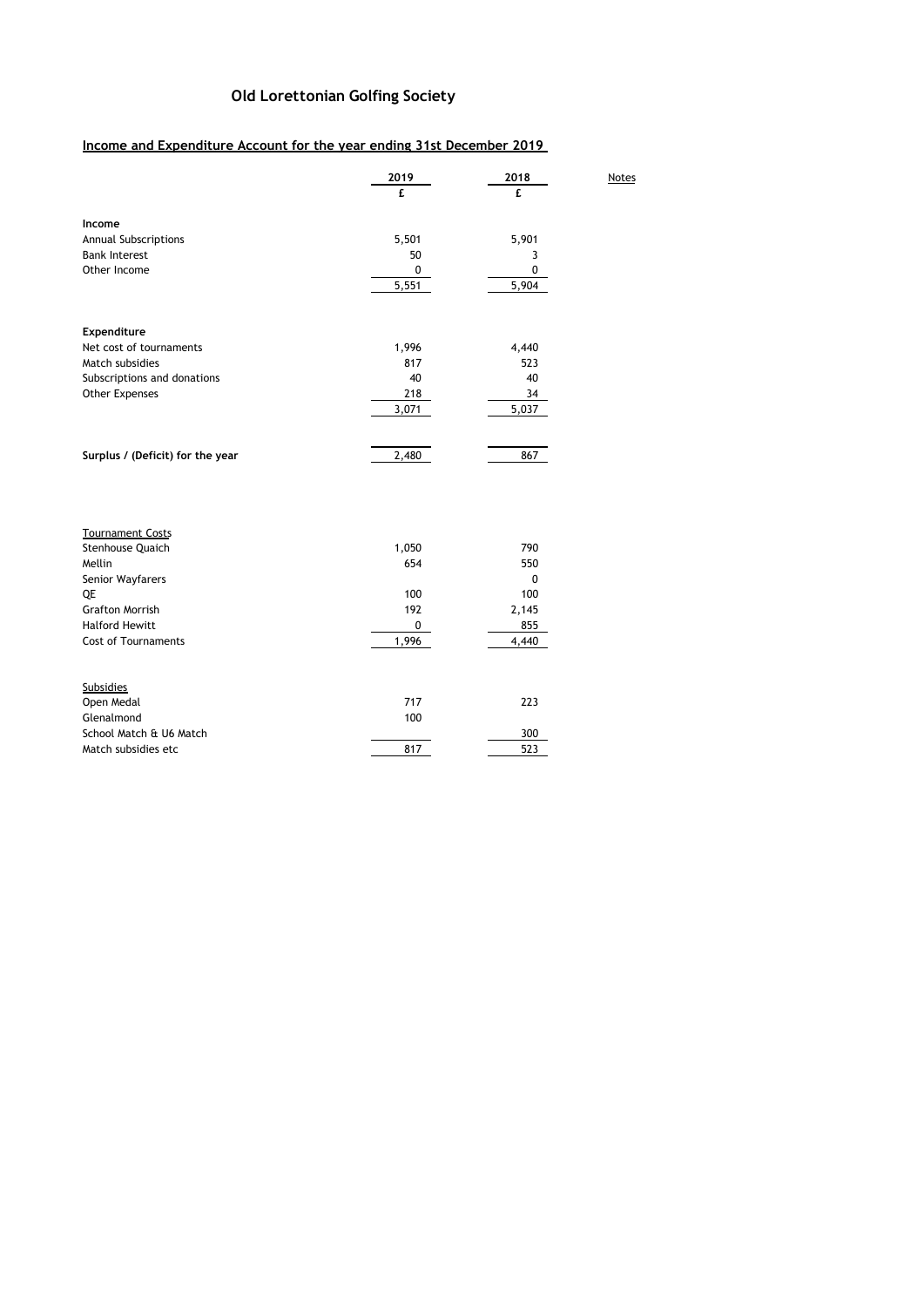# Old Lorettonian Golfing Society

## Income and Expenditure Account for the year ending 31st December 2019

| | 2019 | 2018 | Notes |
|---|---|---|---|
| | £ | £ | |
| **Income** | | | |
| Annual Subscriptions | 5,501 | 5,901 | |
| Bank Interest | 50 | 3 | |
| Other Income | 0 | 0 | |
| | 5,551 | 5,904 | |
| **Expenditure** | | | |
| Net cost of tournaments | 1,996 | 4,440 | |
| Match subsidies | 817 | 523 | |
| Subscriptions and donations | 40 | 40 | |
| Other Expenses | 218 | 34 | |
| | 3,071 | 5,037 | |
| **Surplus / (Deficit) for the year** | 2,480 | 867 | |

| Tournament Costs | 2019 | 2018 |
|---|---|---|
| Stenhouse Quaich | 1,050 | 790 |
| Mellin | 654 | 550 |
| Senior Wayfarers | | 0 |
| QE | 100 | 100 |
| Grafton Morrish | 192 | 2,145 |
| Halford Hewitt | 0 | 855 |
| Cost of Tournaments | 1,996 | 4,440 |

| Subsidies | 2019 | 2018 |
|---|---|---|
| Open Medal | 717 | 223 |
| Glenalmond | 100 | |
| School Match & U6 Match | | 300 |
| Match subsidies etc | 817 | 523 |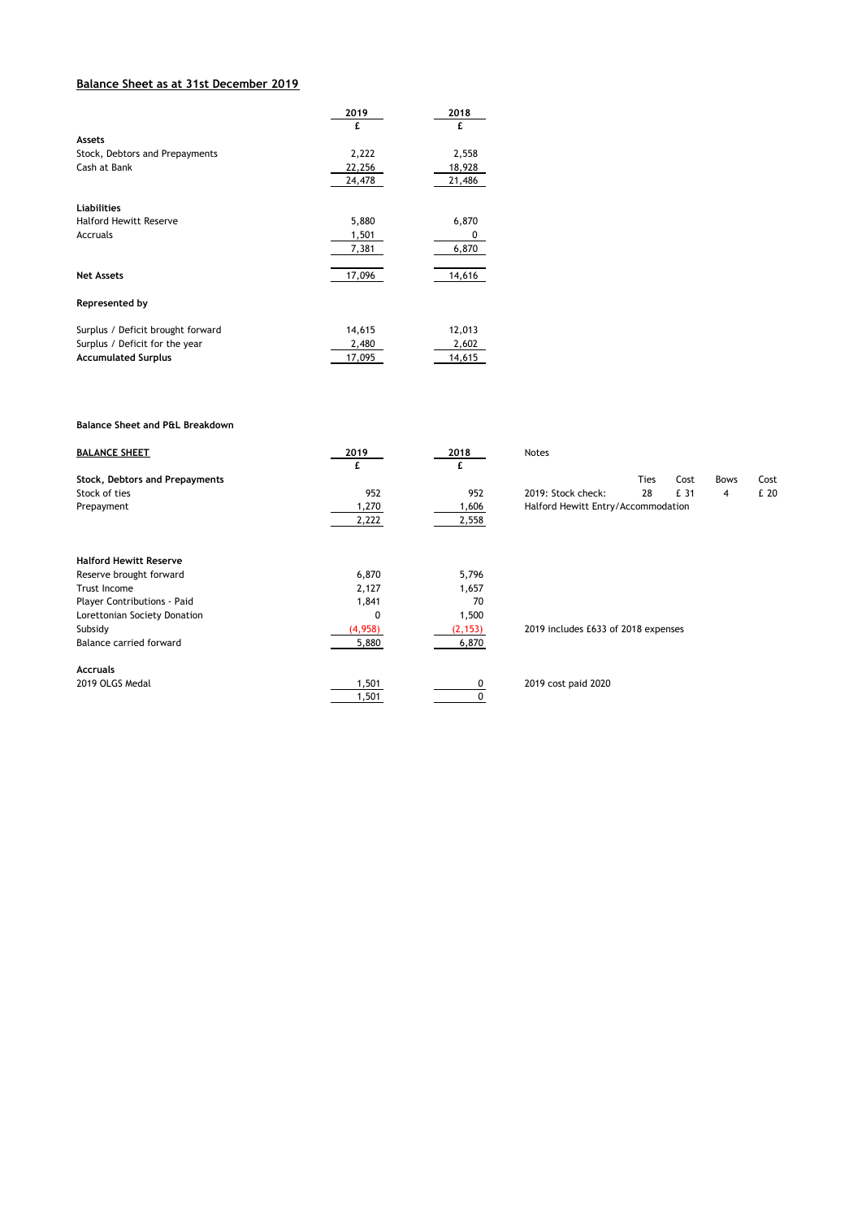## Balance Sheet as at 31st December 2019

| | 2019 | 2018 |
|---|---|---|
| | £ | £ |
| **Assets** | | |
| Stock, Debtors and Prepayments | 2,222 | 2,558 |
| Cash at Bank | 22,256 | 18,928 |
| | 24,478 | 21,486 |
| **Liabilities** | | |
| Halford Hewitt Reserve | 5,880 | 6,870 |
| Accruals | 1,501 | 0 |
| | 7,381 | 6,870 |
| **Net Assets** | 17,096 | 14,616 |
| **Represented by** | | |
| Surplus / Deficit brought forward | 14,615 | 12,013 |
| Surplus / Deficit for the year | 2,480 | 2,602 |
| **Accumulated Surplus** | 17,095 | 14,615 |

### Balance Sheet and P&L Breakdown

| **BALANCE SHEET** | 2019 | 2018 | Notes | | | | |
|---|---|---|---|---|---|---|---|
| | £ | £ | | | | | |
| **Stock, Debtors and Prepayments** | | | | Ties | Cost | Bows | Cost |
| Stock of ties | 952 | 952 | 2019: Stock check: | 28 | £ 31 | 4 | £ 20 |
| Prepayment | 1,270 | 1,606 | Halford Hewitt Entry/Accommodation | | | | |
| | 2,222 | 2,558 | | | | | |
| **Halford Hewitt Reserve** | | | | | | | |
| Reserve brought forward | 6,870 | 5,796 | | | | | |
| Trust Income | 2,127 | 1,657 | | | | | |
| Player Contributions - Paid | 1,841 | 70 | | | | | |
| Lorettonian Society Donation | 0 | 1,500 | | | | | |
| Subsidy | (4,958) | (2,153) | 2019 includes £633 of 2018 expenses | | | | |
| Balance carried forward | 5,880 | 6,870 | | | | | |
| **Accruals** | | | | | | | |
| 2019 OLGS Medal | 1,501 | 0 | 2019 cost paid 2020 | | | | |
| | 1,501 | 0 | | | | | |